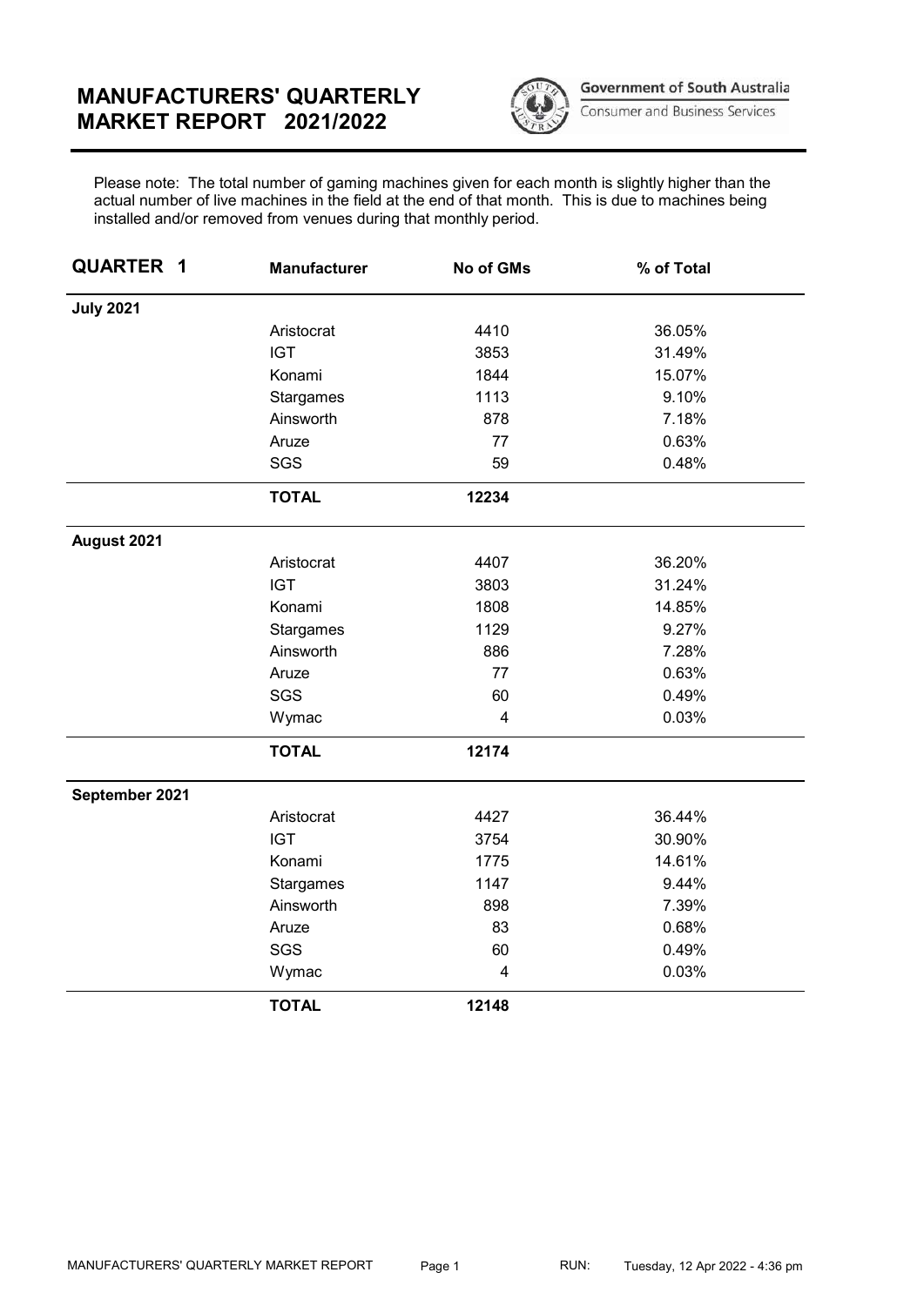# MANUFACTURERS' QUARTERLY MARKET REPORT 2021/2022

Government of South Australia
Consumer and Business Services

Please note: The total number of gaming machines given for each month is slightly higher than the actual number of live machines in the field at the end of that month. This is due to machines being installed and/or removed from venues during that monthly period.

| QUARTER 1 | Manufacturer | No of GMs | % of Total |
|---|---|---|---|
| **July 2021** | | | |
| | Aristocrat | 4410 | 36.05% |
| | IGT | 3853 | 31.49% |
| | Konami | 1844 | 15.07% |
| | Stargames | 1113 | 9.10% |
| | Ainsworth | 878 | 7.18% |
| | Aruze | 77 | 0.63% |
| | SGS | 59 | 0.48% |
| | **TOTAL** | **12234** | |
| **August 2021** | | | |
| | Aristocrat | 4407 | 36.20% |
| | IGT | 3803 | 31.24% |
| | Konami | 1808 | 14.85% |
| | Stargames | 1129 | 9.27% |
| | Ainsworth | 886 | 7.28% |
| | Aruze | 77 | 0.63% |
| | SGS | 60 | 0.49% |
| | Wymac | 4 | 0.03% |
| | **TOTAL** | **12174** | |
| **September 2021** | | | |
| | Aristocrat | 4427 | 36.44% |
| | IGT | 3754 | 30.90% |
| | Konami | 1775 | 14.61% |
| | Stargames | 1147 | 9.44% |
| | Ainsworth | 898 | 7.39% |
| | Aruze | 83 | 0.68% |
| | SGS | 60 | 0.49% |
| | Wymac | 4 | 0.03% |
| | **TOTAL** | **12148** | |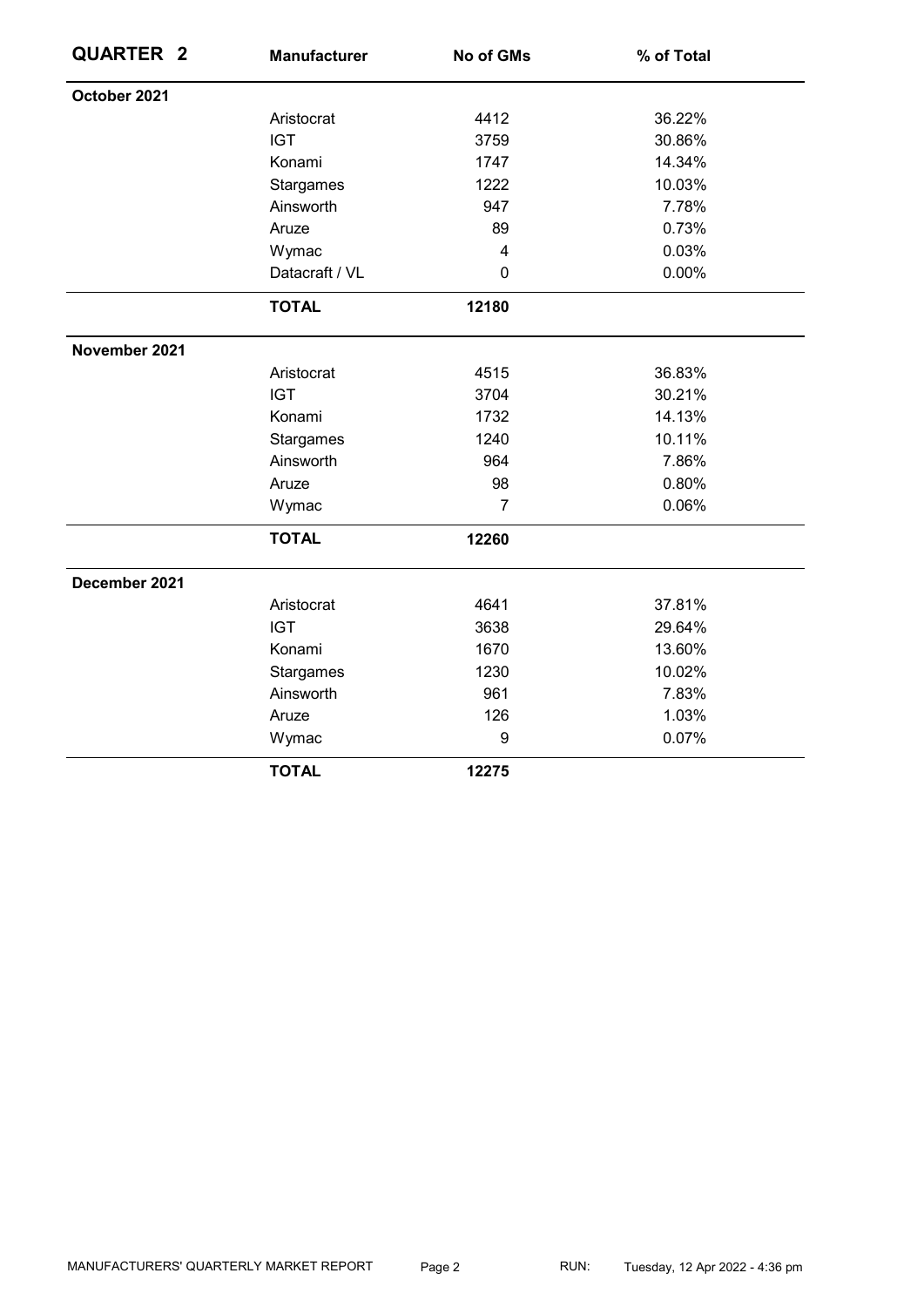| QUARTER 2 | Manufacturer | No of GMs | % of Total |
|---|---|---|---|
| **October 2021** | | | |
| | Aristocrat | 4412 | 36.22% |
| | IGT | 3759 | 30.86% |
| | Konami | 1747 | 14.34% |
| | Stargames | 1222 | 10.03% |
| | Ainsworth | 947 | 7.78% |
| | Aruze | 89 | 0.73% |
| | Wymac | 4 | 0.03% |
| | Datacraft / VL | 0 | 0.00% |
| | **TOTAL** | **12180** | |
| **November 2021** | | | |
| | Aristocrat | 4515 | 36.83% |
| | IGT | 3704 | 30.21% |
| | Konami | 1732 | 14.13% |
| | Stargames | 1240 | 10.11% |
| | Ainsworth | 964 | 7.86% |
| | Aruze | 98 | 0.80% |
| | Wymac | 7 | 0.06% |
| | **TOTAL** | **12260** | |
| **December 2021** | | | |
| | Aristocrat | 4641 | 37.81% |
| | IGT | 3638 | 29.64% |
| | Konami | 1670 | 13.60% |
| | Stargames | 1230 | 10.02% |
| | Ainsworth | 961 | 7.83% |
| | Aruze | 126 | 1.03% |
| | Wymac | 9 | 0.07% |
| | **TOTAL** | **12275** | |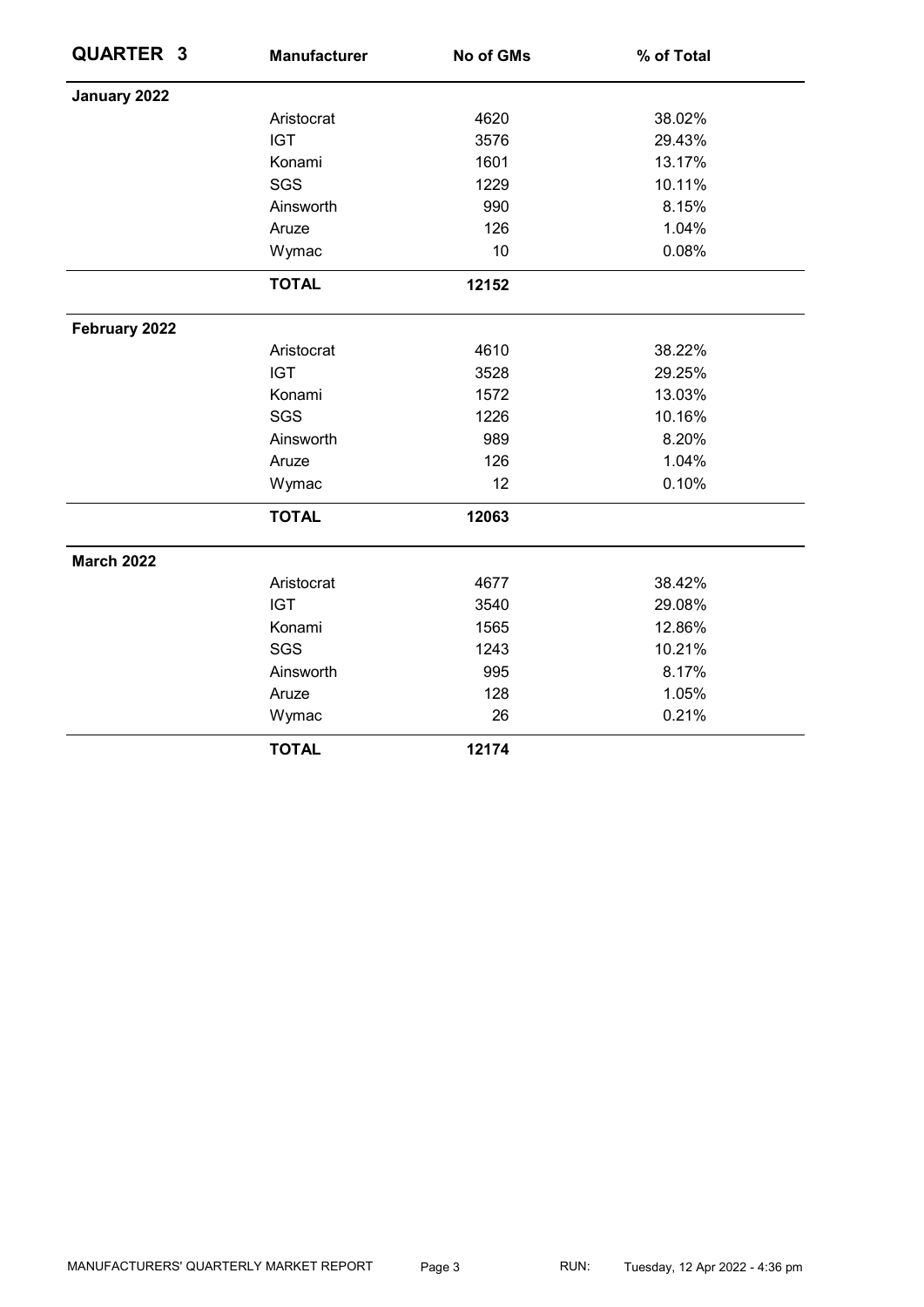| QUARTER 3 | Manufacturer | No of GMs | % of Total |
|---|---|---|---|
| **January 2022** | | | |
| | Aristocrat | 4620 | 38.02% |
| | IGT | 3576 | 29.43% |
| | Konami | 1601 | 13.17% |
| | SGS | 1229 | 10.11% |
| | Ainsworth | 990 | 8.15% |
| | Aruze | 126 | 1.04% |
| | Wymac | 10 | 0.08% |
| | **TOTAL** | **12152** | |
| **February 2022** | | | |
| | Aristocrat | 4610 | 38.22% |
| | IGT | 3528 | 29.25% |
| | Konami | 1572 | 13.03% |
| | SGS | 1226 | 10.16% |
| | Ainsworth | 989 | 8.20% |
| | Aruze | 126 | 1.04% |
| | Wymac | 12 | 0.10% |
| | **TOTAL** | **12063** | |
| **March 2022** | | | |
| | Aristocrat | 4677 | 38.42% |
| | IGT | 3540 | 29.08% |
| | Konami | 1565 | 12.86% |
| | SGS | 1243 | 10.21% |
| | Ainsworth | 995 | 8.17% |
| | Aruze | 128 | 1.05% |
| | Wymac | 26 | 0.21% |
| | **TOTAL** | **12174** | |